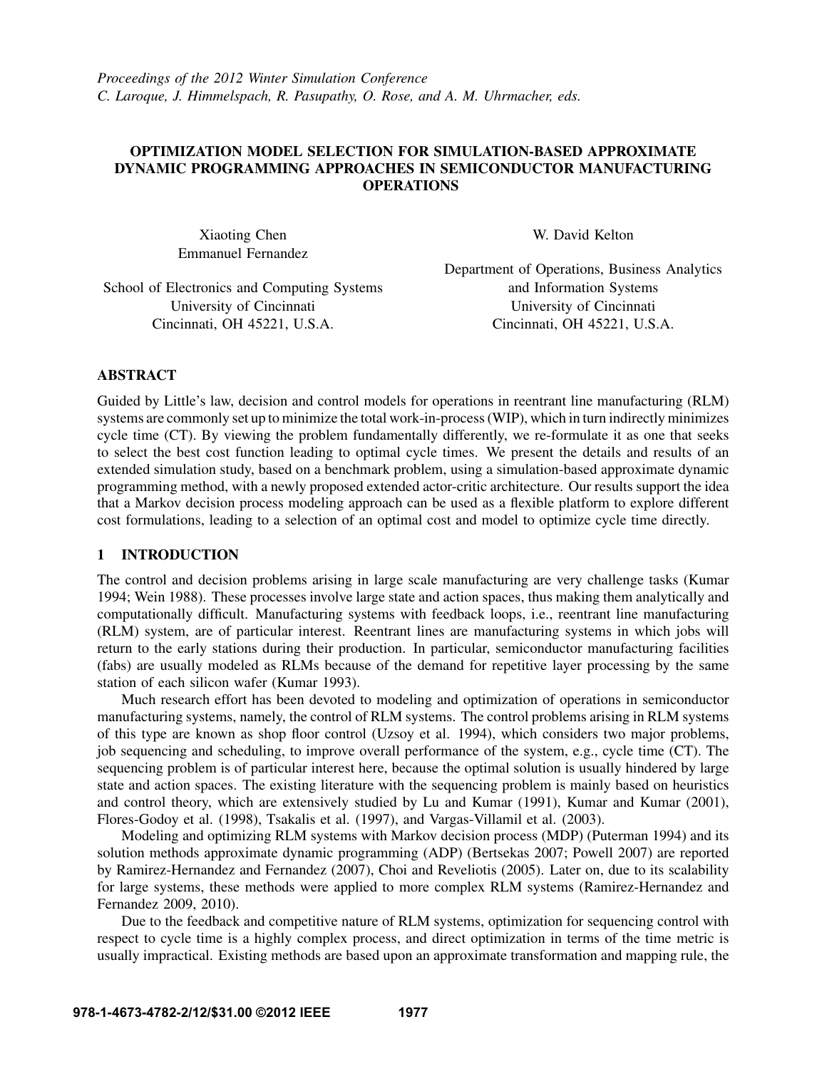*Proceedings of the 2012 Winter Simulation Conference*
*C. Laroque, J. Himmelspach, R. Pasupathy, O. Rose, and A. M. Uhrmacher, eds.*

# OPTIMIZATION MODEL SELECTION FOR SIMULATION-BASED APPROXIMATE DYNAMIC PROGRAMMING APPROACHES IN SEMICONDUCTOR MANUFACTURING OPERATIONS

Xiaoting Chen
Emmanuel Fernandez

School of Electronics and Computing Systems
University of Cincinnati
Cincinnati, OH 45221, U.S.A.

W. David Kelton

Department of Operations, Business Analytics and Information Systems
University of Cincinnati
Cincinnati, OH 45221, U.S.A.

## ABSTRACT

Guided by Little's law, decision and control models for operations in reentrant line manufacturing (RLM) systems are commonly set up to minimize the total work-in-process (WIP), which in turn indirectly minimizes cycle time (CT). By viewing the problem fundamentally differently, we re-formulate it as one that seeks to select the best cost function leading to optimal cycle times. We present the details and results of an extended simulation study, based on a benchmark problem, using a simulation-based approximate dynamic programming method, with a newly proposed extended actor-critic architecture. Our results support the idea that a Markov decision process modeling approach can be used as a flexible platform to explore different cost formulations, leading to a selection of an optimal cost and model to optimize cycle time directly.

## 1 INTRODUCTION

The control and decision problems arising in large scale manufacturing are very challenge tasks (Kumar 1994; Wein 1988). These processes involve large state and action spaces, thus making them analytically and computationally difficult. Manufacturing systems with feedback loops, i.e., reentrant line manufacturing (RLM) system, are of particular interest. Reentrant lines are manufacturing systems in which jobs will return to the early stations during their production. In particular, semiconductor manufacturing facilities (fabs) are usually modeled as RLMs because of the demand for repetitive layer processing by the same station of each silicon wafer (Kumar 1993).

Much research effort has been devoted to modeling and optimization of operations in semiconductor manufacturing systems, namely, the control of RLM systems. The control problems arising in RLM systems of this type are known as shop floor control (Uzsoy et al. 1994), which considers two major problems, job sequencing and scheduling, to improve overall performance of the system, e.g., cycle time (CT). The sequencing problem is of particular interest here, because the optimal solution is usually hindered by large state and action spaces. The existing literature with the sequencing problem is mainly based on heuristics and control theory, which are extensively studied by Lu and Kumar (1991), Kumar and Kumar (2001), Flores-Godoy et al. (1998), Tsakalis et al. (1997), and Vargas-Villamil et al. (2003).

Modeling and optimizing RLM systems with Markov decision process (MDP) (Puterman 1994) and its solution methods approximate dynamic programming (ADP) (Bertsekas 2007; Powell 2007) are reported by Ramirez-Hernandez and Fernandez (2007), Choi and Reveliotis (2005). Later on, due to its scalability for large systems, these methods were applied to more complex RLM systems (Ramirez-Hernandez and Fernandez 2009, 2010).

Due to the feedback and competitive nature of RLM systems, optimization for sequencing control with respect to cycle time is a highly complex process, and direct optimization in terms of the time metric is usually impractical. Existing methods are based upon an approximate transformation and mapping rule, the

978-1-4673-4782-2/12/$31.00 ©2012 IEEE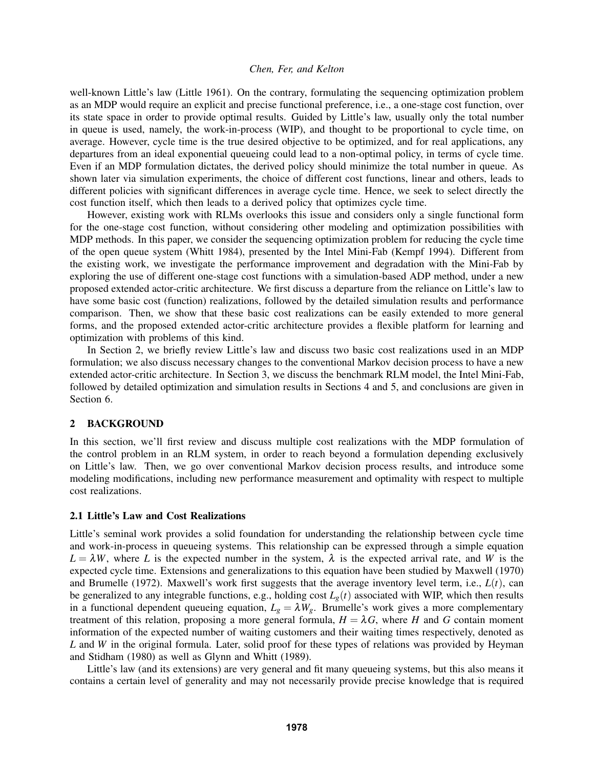well-known Little's law (Little 1961). On the contrary, formulating the sequencing optimization problem as an MDP would require an explicit and precise functional preference, i.e., a one-stage cost function, over its state space in order to provide optimal results. Guided by Little's law, usually only the total number in queue is used, namely, the work-in-process (WIP), and thought to be proportional to cycle time, on average. However, cycle time is the true desired objective to be optimized, and for real applications, any departures from an ideal exponential queueing could lead to a non-optimal policy, in terms of cycle time. Even if an MDP formulation dictates, the derived policy should minimize the total number in queue. As shown later via simulation experiments, the choice of different cost functions, linear and others, leads to different policies with significant differences in average cycle time. Hence, we seek to select directly the cost function itself, which then leads to a derived policy that optimizes cycle time.

However, existing work with RLMs overlooks this issue and considers only a single functional form for the one-stage cost function, without considering other modeling and optimization possibilities with MDP methods. In this paper, we consider the sequencing optimization problem for reducing the cycle time of the open queue system (Whitt 1984), presented by the Intel Mini-Fab (Kempf 1994). Different from the existing work, we investigate the performance improvement and degradation with the Mini-Fab by exploring the use of different one-stage cost functions with a simulation-based ADP method, under a new proposed extended actor-critic architecture. We first discuss a departure from the reliance on Little's law to have some basic cost (function) realizations, followed by the detailed simulation results and performance comparison. Then, we show that these basic cost realizations can be easily extended to more general forms, and the proposed extended actor-critic architecture provides a flexible platform for learning and optimization with problems of this kind.

In Section 2, we briefly review Little's law and discuss two basic cost realizations used in an MDP formulation; we also discuss necessary changes to the conventional Markov decision process to have a new extended actor-critic architecture. In Section 3, we discuss the benchmark RLM model, the Intel Mini-Fab, followed by detailed optimization and simulation results in Sections 4 and 5, and conclusions are given in Section 6.

## 2 BACKGROUND

In this section, we'll first review and discuss multiple cost realizations with the MDP formulation of the control problem in an RLM system, in order to reach beyond a formulation depending exclusively on Little's law. Then, we go over conventional Markov decision process results, and introduce some modeling modifications, including new performance measurement and optimality with respect to multiple cost realizations.

### 2.1 Little's Law and Cost Realizations

Little's seminal work provides a solid foundation for understanding the relationship between cycle time and work-in-process in queueing systems. This relationship can be expressed through a simple equation $L = \lambda W$, where $L$ is the expected number in the system, $\lambda$ is the expected arrival rate, and $W$ is the expected cycle time. Extensions and generalizations to this equation have been studied by Maxwell (1970) and Brumelle (1972). Maxwell's work first suggests that the average inventory level term, i.e., $L(t)$, can be generalized to any integrable functions, e.g., holding cost $L_g(t)$ associated with WIP, which then results in a functional dependent queueing equation, $L_g = \lambda W_g$. Brumelle's work gives a more complementary treatment of this relation, proposing a more general formula, $H = \lambda G$, where $H$ and $G$ contain moment information of the expected number of waiting customers and their waiting times respectively, denoted as $L$ and $W$ in the original formula. Later, solid proof for these types of relations was provided by Heyman and Stidham (1980) as well as Glynn and Whitt (1989).

Little's law (and its extensions) are very general and fit many queueing systems, but this also means it contains a certain level of generality and may not necessarily provide precise knowledge that is required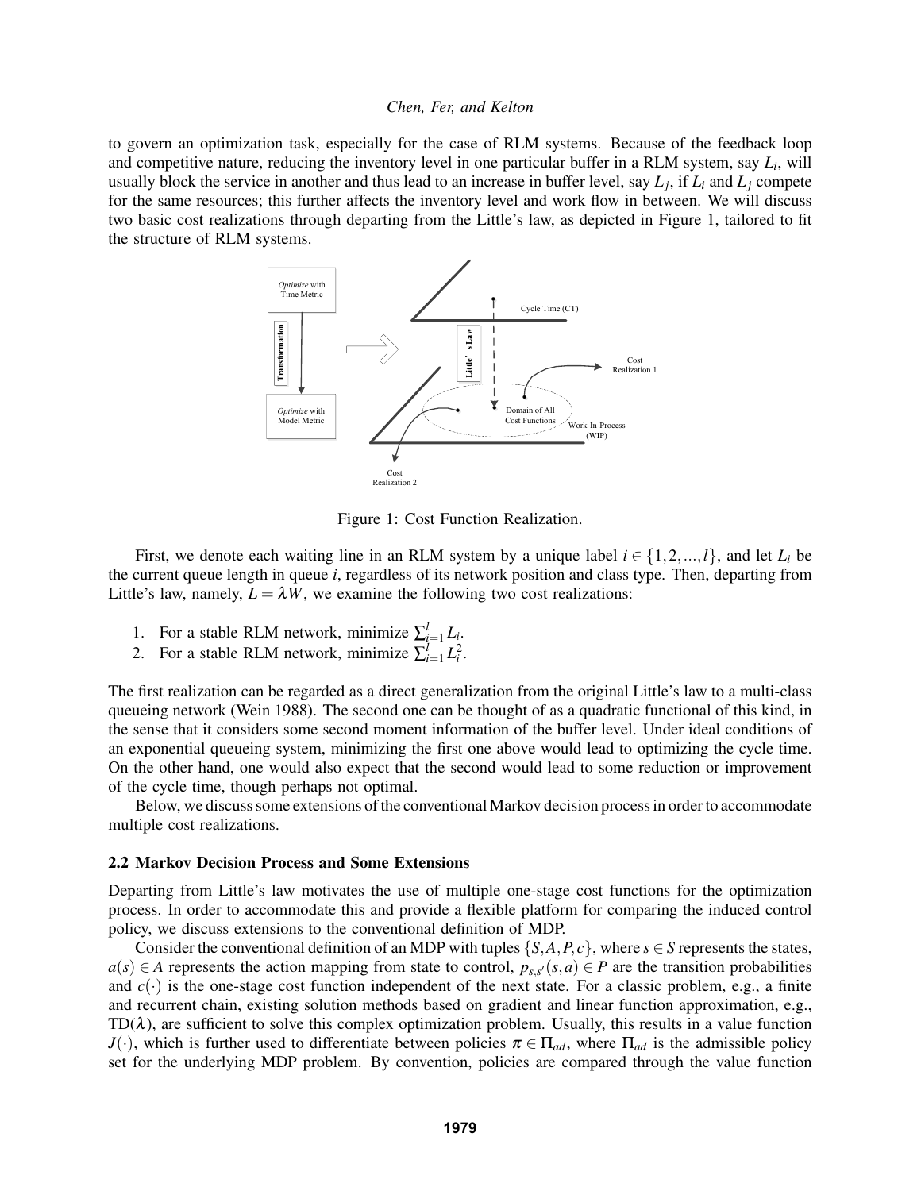to govern an optimization task, especially for the case of RLM systems. Because of the feedback loop and competitive nature, reducing the inventory level in one particular buffer in a RLM system, say $L_i$, will usually block the service in another and thus lead to an increase in buffer level, say $L_j$, if $L_i$ and $L_j$ compete for the same resources; this further affects the inventory level and work flow in between. We will discuss two basic cost realizations through departing from the Little's law, as depicted in Figure 1, tailored to fit the structure of RLM systems.

Figure 1: Cost Function Realization.

First, we denote each waiting line in an RLM system by a unique label $i \in \{1, 2, ..., l\}$, and let $L_i$ be the current queue length in queue $i$, regardless of its network position and class type. Then, departing from Little's law, namely, $L = \lambda W$, we examine the following two cost realizations:

1. For a stable RLM network, minimize $\sum_{i=1}^{l} L_i$.
2. For a stable RLM network, minimize $\sum_{i=1}^{l} L_i^2$.

The first realization can be regarded as a direct generalization from the original Little's law to a multi-class queueing network (Wein 1988). The second one can be thought of as a quadratic functional of this kind, in the sense that it considers some second moment information of the buffer level. Under ideal conditions of an exponential queueing system, minimizing the first one above would lead to optimizing the cycle time. On the other hand, one would also expect that the second would lead to some reduction or improvement of the cycle time, though perhaps not optimal.

Below, we discuss some extensions of the conventional Markov decision process in order to accommodate multiple cost realizations.

### 2.2 Markov Decision Process and Some Extensions

Departing from Little's law motivates the use of multiple one-stage cost functions for the optimization process. In order to accommodate this and provide a flexible platform for comparing the induced control policy, we discuss extensions to the conventional definition of MDP.

Consider the conventional definition of an MDP with tuples $\{S, A, P, c\}$, where $s \in S$ represents the states, $a(s) \in A$ represents the action mapping from state to control, $p_{s,s'}(s, a) \in P$ are the transition probabilities and $c(\cdot)$ is the one-stage cost function independent of the next state. For a classic problem, e.g., a finite and recurrent chain, existing solution methods based on gradient and linear function approximation, e.g., TD($\lambda$), are sufficient to solve this complex optimization problem. Usually, this results in a value function $J(\cdot)$, which is further used to differentiate between policies $\pi \in \Pi_{ad}$, where $\Pi_{ad}$ is the admissible policy set for the underlying MDP problem. By convention, policies are compared through the value function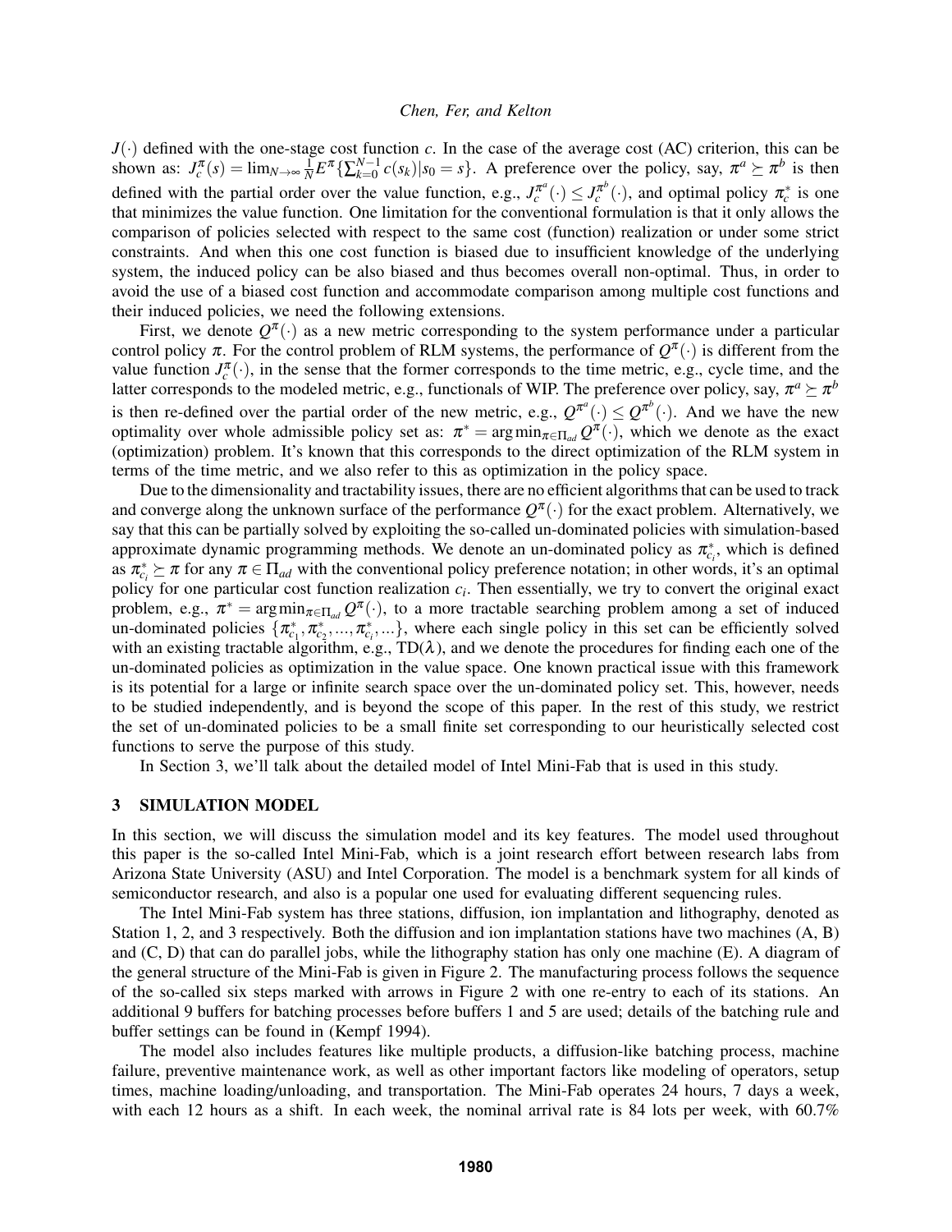$J(\cdot)$ defined with the one-stage cost function $c$. In the case of the average cost (AC) criterion, this can be shown as: $J_c^{\pi}(s) = \lim_{N\to\infty} \frac{1}{N} E^{\pi}\{\sum_{k=0}^{N-1} c(s_k)|s_0 = s\}$. A preference over the policy, say, $\pi^a \succeq \pi^b$ is then defined with the partial order over the value function, e.g., $J_c^{\pi^a}(\cdot) \le J_c^{\pi^b}(\cdot)$, and optimal policy $\pi_c^*$ is one that minimizes the value function. One limitation for the conventional formulation is that it only allows the comparison of policies selected with respect to the same cost (function) realization or under some strict constraints. And when this one cost function is biased due to insufficient knowledge of the underlying system, the induced policy can be also biased and thus becomes overall non-optimal. Thus, in order to avoid the use of a biased cost function and accommodate comparison among multiple cost functions and their induced policies, we need the following extensions.

First, we denote $Q^{\pi}(\cdot)$ as a new metric corresponding to the system performance under a particular control policy $\pi$. For the control problem of RLM systems, the performance of $Q^{\pi}(\cdot)$ is different from the value function $J_c^{\pi}(\cdot)$, in the sense that the former corresponds to the time metric, e.g., cycle time, and the latter corresponds to the modeled metric, e.g., functionals of WIP. The preference over policy, say, $\pi^a \succeq \pi^b$ is then re-defined over the partial order of the new metric, e.g., $Q^{\pi^a}(\cdot) \le Q^{\pi^b}(\cdot)$. And we have the new optimality over whole admissible policy set as: $\pi^* = \arg\min_{\pi \in \Pi_{ad}} Q^{\pi}(\cdot)$, which we denote as the exact (optimization) problem. It's known that this corresponds to the direct optimization of the RLM system in terms of the time metric, and we also refer to this as optimization in the policy space.

Due to the dimensionality and tractability issues, there are no efficient algorithms that can be used to track and converge along the unknown surface of the performance $Q^{\pi}(\cdot)$ for the exact problem. Alternatively, we say that this can be partially solved by exploiting the so-called un-dominated policies with simulation-based approximate dynamic programming methods. We denote an un-dominated policy as $\pi_{c_i}^*$, which is defined as $\pi_{c_i}^* \succeq \pi$ for any $\pi \in \Pi_{ad}$ with the conventional policy preference notation; in other words, it's an optimal policy for one particular cost function realization $c_i$. Then essentially, we try to convert the original exact problem, e.g., $\pi^* = \arg\min_{\pi \in \Pi_{ad}} Q^{\pi}(\cdot)$, to a more tractable searching problem among a set of induced un-dominated policies $\{\pi_{c_1}^*, \pi_{c_2}^*, ..., \pi_{c_i}^*, ...\}$, where each single policy in this set can be efficiently solved with an existing tractable algorithm, e.g., TD($\lambda$), and we denote the procedures for finding each one of the un-dominated policies as optimization in the value space. One known practical issue with this framework is its potential for a large or infinite search space over the un-dominated policy set. This, however, needs to be studied independently, and is beyond the scope of this paper. In the rest of this study, we restrict the set of un-dominated policies to be a small finite set corresponding to our heuristically selected cost functions to serve the purpose of this study.

In Section 3, we'll talk about the detailed model of Intel Mini-Fab that is used in this study.

## 3 SIMULATION MODEL

In this section, we will discuss the simulation model and its key features. The model used throughout this paper is the so-called Intel Mini-Fab, which is a joint research effort between research labs from Arizona State University (ASU) and Intel Corporation. The model is a benchmark system for all kinds of semiconductor research, and also is a popular one used for evaluating different sequencing rules.

The Intel Mini-Fab system has three stations, diffusion, ion implantation and lithography, denoted as Station 1, 2, and 3 respectively. Both the diffusion and ion implantation stations have two machines (A, B) and (C, D) that can do parallel jobs, while the lithography station has only one machine (E). A diagram of the general structure of the Mini-Fab is given in Figure 2. The manufacturing process follows the sequence of the so-called six steps marked with arrows in Figure 2 with one re-entry to each of its stations. An additional 9 buffers for batching processes before buffers 1 and 5 are used; details of the batching rule and buffer settings can be found in (Kempf 1994).

The model also includes features like multiple products, a diffusion-like batching process, machine failure, preventive maintenance work, as well as other important factors like modeling of operators, setup times, machine loading/unloading, and transportation. The Mini-Fab operates 24 hours, 7 days a week, with each 12 hours as a shift. In each week, the nominal arrival rate is 84 lots per week, with 60.7%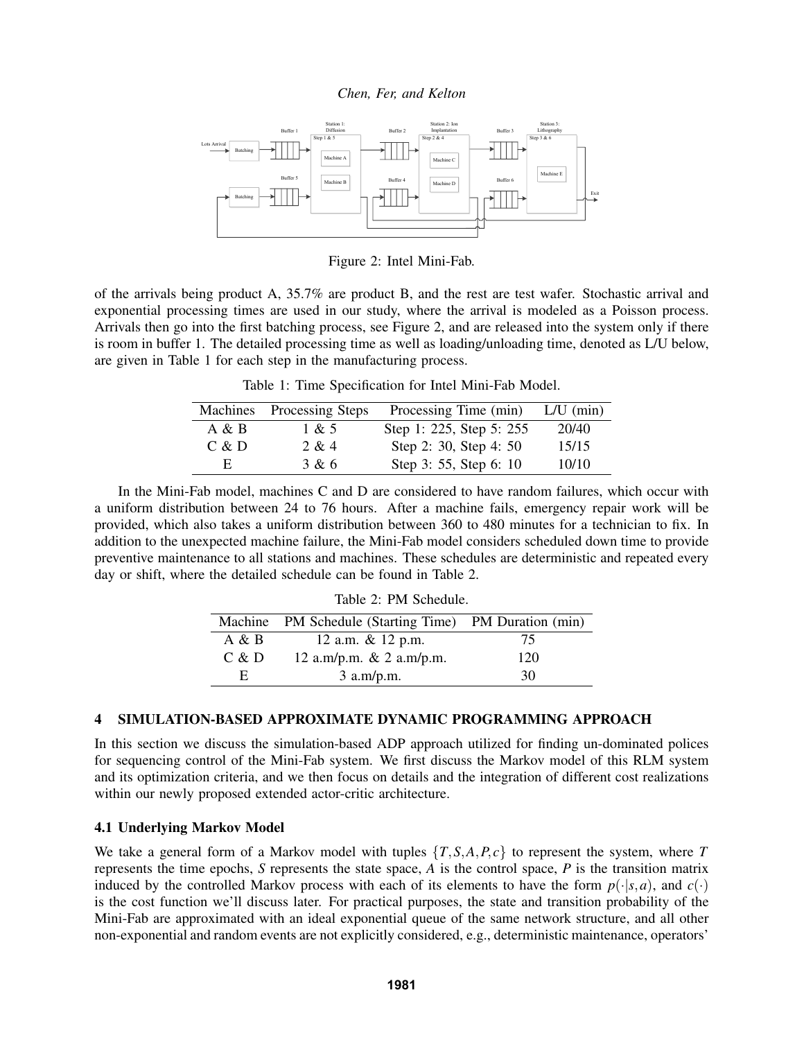Figure 2: Intel Mini-Fab.

of the arrivals being product A, 35.7% are product B, and the rest are test wafer. Stochastic arrival and exponential processing times are used in our study, where the arrival is modeled as a Poisson process. Arrivals then go into the first batching process, see Figure 2, and are released into the system only if there is room in buffer 1. The detailed processing time as well as loading/unloading time, denoted as L/U below, are given in Table 1 for each step in the manufacturing process.

Table 1: Time Specification for Intel Mini-Fab Model.

| Machines | Processing Steps | Processing Time (min) | L/U (min) |
|---|---|---|---|
| A & B | 1 & 5 | Step 1: 225, Step 5: 255 | 20/40 |
| C & D | 2 & 4 | Step 2: 30, Step 4: 50 | 15/15 |
| E | 3 & 6 | Step 3: 55, Step 6: 10 | 10/10 |

In the Mini-Fab model, machines C and D are considered to have random failures, which occur with a uniform distribution between 24 to 76 hours. After a machine fails, emergency repair work will be provided, which also takes a uniform distribution between 360 to 480 minutes for a technician to fix. In addition to the unexpected machine failure, the Mini-Fab model considers scheduled down time to provide preventive maintenance to all stations and machines. These schedules are deterministic and repeated every day or shift, where the detailed schedule can be found in Table 2.

Table 2: PM Schedule.

| Machine | PM Schedule (Starting Time) | PM Duration (min) |
|---|---|---|
| A & B | 12 a.m. & 12 p.m. | 75 |
| C & D | 12 a.m/p.m. & 2 a.m/p.m. | 120 |
| E | 3 a.m/p.m. | 30 |

## 4 SIMULATION-BASED APPROXIMATE DYNAMIC PROGRAMMING APPROACH

In this section we discuss the simulation-based ADP approach utilized for finding un-dominated polices for sequencing control of the Mini-Fab system. We first discuss the Markov model of this RLM system and its optimization criteria, and we then focus on details and the integration of different cost realizations within our newly proposed extended actor-critic architecture.

### 4.1 Underlying Markov Model

We take a general form of a Markov model with tuples $\{T, S, A, P, c\}$ to represent the system, where $T$ represents the time epochs, $S$ represents the state space, $A$ is the control space, $P$ is the transition matrix induced by the controlled Markov process with each of its elements to have the form $p(\cdot|s,a)$, and $c(\cdot)$ is the cost function we'll discuss later. For practical purposes, the state and transition probability of the Mini-Fab are approximated with an ideal exponential queue of the same network structure, and all other non-exponential and random events are not explicitly considered, e.g., deterministic maintenance, operators'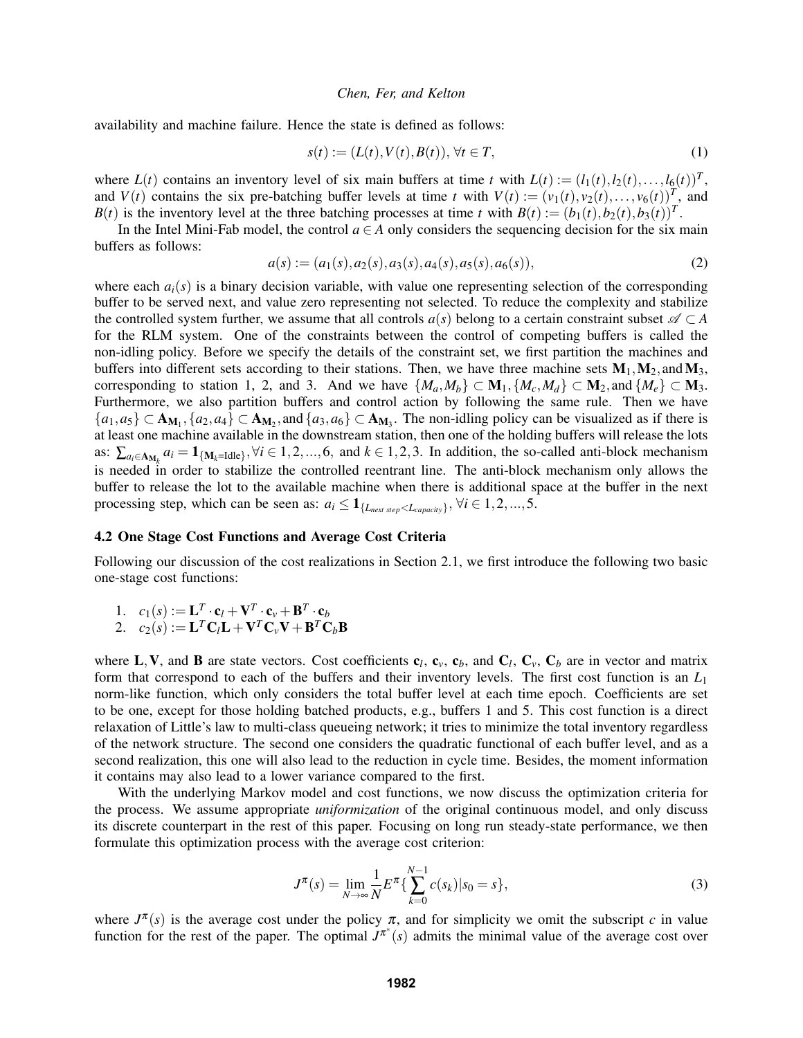availability and machine failure. Hence the state is defined as follows:

$$s(t) := (L(t), V(t), B(t)), \; \forall t \in T, \tag{1}$$

where $L(t)$ contains an inventory level of six main buffers at time $t$ with $L(t) := (l_1(t), l_2(t), \ldots, l_6(t))^T$, and $V(t)$ contains the six pre-batching buffer levels at time $t$ with $V(t) := (v_1(t), v_2(t), \ldots, v_6(t))^T$, and $B(t)$ is the inventory level at the three batching processes at time $t$ with $B(t) := (b_1(t), b_2(t), b_3(t))^T$.

In the Intel Mini-Fab model, the control $a \in A$ only considers the sequencing decision for the six main buffers as follows:

$$a(s) := (a_1(s), a_2(s), a_3(s), a_4(s), a_5(s), a_6(s)), \tag{2}$$

where each $a_i(s)$ is a binary decision variable, with value one representing selection of the corresponding buffer to be served next, and value zero representing not selected. To reduce the complexity and stabilize the controlled system further, we assume that all controls $a(s)$ belong to a certain constraint subset $\mathscr{A} \subset A$ for the RLM system. One of the constraints between the control of competing buffers is called the non-idling policy. Before we specify the details of the constraint set, we first partition the machines and buffers into different sets according to their stations. Then, we have three machine sets $\mathbf{M}_1, \mathbf{M}_2,$ and $\mathbf{M}_3$, corresponding to station 1, 2, and 3. And we have $\{M_a, M_b\} \subset \mathbf{M}_1, \{M_c, M_d\} \subset \mathbf{M}_2,$ and $\{M_e\} \subset \mathbf{M}_3$. Furthermore, we also partition buffers and control action by following the same rule. Then we have $\{a_1, a_5\} \subset \mathbf{A}_{\mathbf{M}_1}, \{a_2, a_4\} \subset \mathbf{A}_{\mathbf{M}_2},$ and $\{a_3, a_6\} \subset \mathbf{A}_{\mathbf{M}_3}$. The non-idling policy can be visualized as if there is at least one machine available in the downstream station, then one of the holding buffers will release the lots as: $\sum_{a_i \in \mathbf{A}_{\mathbf{M}_k}} a_i = \mathbf{1}_{\{\mathbf{M}_k = \text{Idle}\}}, \forall i \in 1, 2, ..., 6,$ and $k \in 1, 2, 3$. In addition, the so-called anti-block mechanism is needed in order to stabilize the controlled reentrant line. The anti-block mechanism only allows the buffer to release the lot to the available machine when there is additional space at the buffer in the next processing step, which can be seen as: $a_i \leq \mathbf{1}_{\{L_{next\ step} < L_{capacity}\}}, \forall i \in 1, 2, ..., 5.$

### 4.2 One Stage Cost Functions and Average Cost Criteria

Following our discussion of the cost realizations in Section 2.1, we first introduce the following two basic one-stage cost functions:

1. $c_1(s) := \mathbf{L}^T \cdot \mathbf{c}_l + \mathbf{V}^T \cdot \mathbf{c}_v + \mathbf{B}^T \cdot \mathbf{c}_b$
2. $c_2(s) := \mathbf{L}^T \mathbf{C}_l \mathbf{L} + \mathbf{V}^T \mathbf{C}_v \mathbf{V} + \mathbf{B}^T \mathbf{C}_b \mathbf{B}$

where $\mathbf{L}, \mathbf{V},$ and $\mathbf{B}$ are state vectors. Cost coefficients $\mathbf{c}_l$, $\mathbf{c}_v$, $\mathbf{c}_b$, and $\mathbf{C}_l$, $\mathbf{C}_v$, $\mathbf{C}_b$ are in vector and matrix form that correspond to each of the buffers and their inventory levels. The first cost function is an $L_1$ norm-like function, which only considers the total buffer level at each time epoch. Coefficients are set to be one, except for those holding batched products, e.g., buffers 1 and 5. This cost function is a direct relaxation of Little's law to multi-class queueing network; it tries to minimize the total inventory regardless of the network structure. The second one considers the quadratic functional of each buffer level, and as a second realization, this one will also lead to the reduction in cycle time. Besides, the moment information it contains may also lead to a lower variance compared to the first.

With the underlying Markov model and cost functions, we now discuss the optimization criteria for the process. We assume appropriate *uniformization* of the original continuous model, and only discuss its discrete counterpart in the rest of this paper. Focusing on long run steady-state performance, we then formulate this optimization process with the average cost criterion:

$$J^{\pi}(s) = \lim_{N \to \infty} \frac{1}{N} E^{\pi} \{ \sum_{k=0}^{N-1} c(s_k) | s_0 = s \}, \tag{3}$$

where $J^{\pi}(s)$ is the average cost under the policy $\pi$, and for simplicity we omit the subscript $c$ in value function for the rest of the paper. The optimal $J^{\pi^*}(s)$ admits the minimal value of the average cost over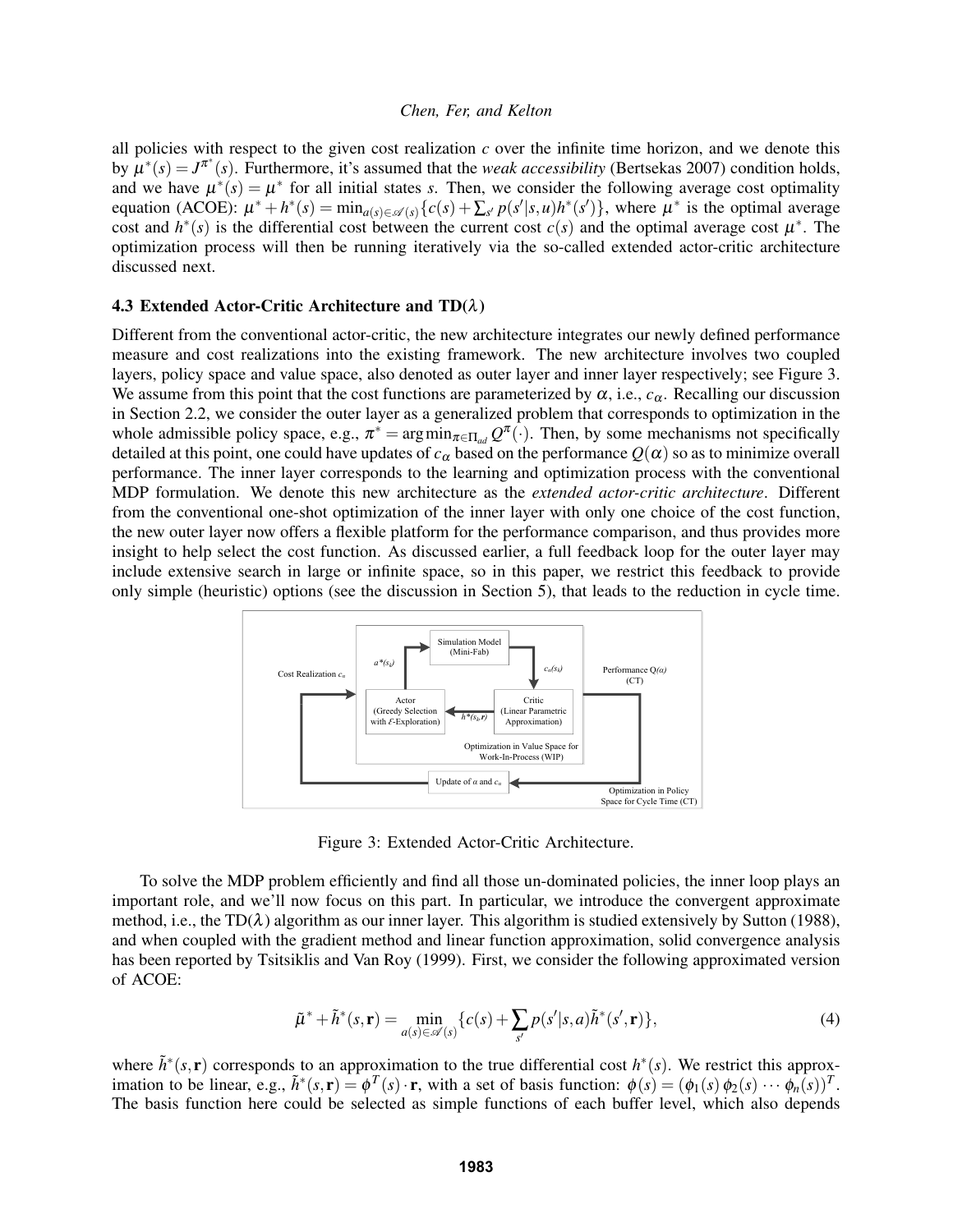all policies with respect to the given cost realization $c$ over the infinite time horizon, and we denote this by $\mu^*(s) = J^{\pi^*}(s)$. Furthermore, it's assumed that the *weak accessibility* (Bertsekas 2007) condition holds, and we have $\mu^*(s) = \mu^*$ for all initial states $s$. Then, we consider the following average cost optimality equation (ACOE): $\mu^* + h^*(s) = \min_{a(s)\in\mathscr{A}(s)}\{c(s) + \sum_{s'} p(s'|s,u)h^*(s')\}$, where $\mu^*$ is the optimal average cost and $h^*(s)$ is the differential cost between the current cost $c(s)$ and the optimal average cost $\mu^*$. The optimization process will then be running iteratively via the so-called extended actor-critic architecture discussed next.

### 4.3 Extended Actor-Critic Architecture and TD($\lambda$)

Different from the conventional actor-critic, the new architecture integrates our newly defined performance measure and cost realizations into the existing framework. The new architecture involves two coupled layers, policy space and value space, also denoted as outer layer and inner layer respectively; see Figure 3. We assume from this point that the cost functions are parameterized by $\alpha$, i.e., $c_\alpha$. Recalling our discussion in Section 2.2, we consider the outer layer as a generalized problem that corresponds to optimization in the whole admissible policy space, e.g., $\pi^* = \arg\min_{\pi\in\Pi_{ad}} Q^\pi(\cdot)$. Then, by some mechanisms not specifically detailed at this point, one could have updates of $c_\alpha$ based on the performance $Q(\alpha)$ so as to minimize overall performance. The inner layer corresponds to the learning and optimization process with the conventional MDP formulation. We denote this new architecture as the *extended actor-critic architecture*. Different from the conventional one-shot optimization of the inner layer with only one choice of the cost function, the new outer layer now offers a flexible platform for the performance comparison, and thus provides more insight to help select the cost function. As discussed earlier, a full feedback loop for the outer layer may include extensive search in large or infinite space, so in this paper, we restrict this feedback to provide only simple (heuristic) options (see the discussion in Section 5), that leads to the reduction in cycle time.

Figure 3: Extended Actor-Critic Architecture.

To solve the MDP problem efficiently and find all those un-dominated policies, the inner loop plays an important role, and we'll now focus on this part. In particular, we introduce the convergent approximate method, i.e., the TD($\lambda$) algorithm as our inner layer. This algorithm is studied extensively by Sutton (1988), and when coupled with the gradient method and linear function approximation, solid convergence analysis has been reported by Tsitsiklis and Van Roy (1999). First, we consider the following approximated version of ACOE:

$$\tilde{\mu}^* + \tilde{h}^*(s,\mathbf{r}) = \min_{a(s)\in\mathscr{A}(s)}\{c(s) + \sum_{s'} p(s'|s,a)\tilde{h}^*(s',\mathbf{r})\}, \tag{4}$$

where $\tilde{h}^*(s,\mathbf{r})$ corresponds to an approximation to the true differential cost $h^*(s)$. We restrict this approximation to be linear, e.g., $\tilde{h}^*(s,\mathbf{r}) = \phi^T(s)\cdot\mathbf{r}$, with a set of basis function: $\phi(s) = (\phi_1(s)\,\phi_2(s)\cdots\phi_n(s))^T$. The basis function here could be selected as simple functions of each buffer level, which also depends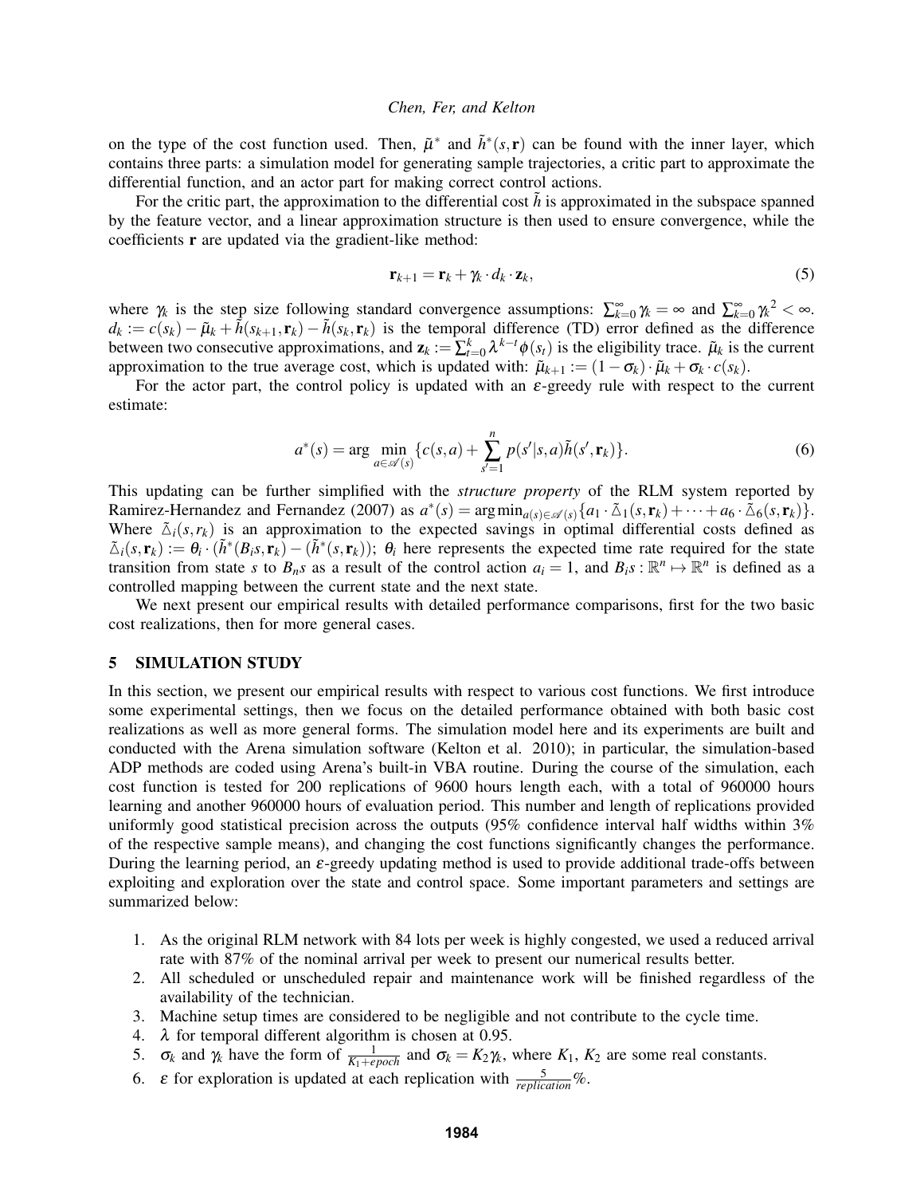on the type of the cost function used. Then, $\tilde{\mu}^*$ and $\tilde{h}^*(s,\mathbf{r})$ can be found with the inner layer, which contains three parts: a simulation model for generating sample trajectories, a critic part to approximate the differential function, and an actor part for making correct control actions.

For the critic part, the approximation to the differential cost $\tilde{h}$ is approximated in the subspace spanned by the feature vector, and a linear approximation structure is then used to ensure convergence, while the coefficients $\mathbf{r}$ are updated via the gradient-like method:

$$\mathbf{r}_{k+1} = \mathbf{r}_k + \gamma_k \cdot d_k \cdot \mathbf{z}_k, \tag{5}$$

where $\gamma_k$ is the step size following standard convergence assumptions: $\sum_{k=0}^{\infty} \gamma_k = \infty$ and $\sum_{k=0}^{\infty} {\gamma_k}^2 < \infty$. $d_k := c(s_k) - \tilde{\mu}_k + \tilde{h}(s_{k+1},\mathbf{r}_k) - \tilde{h}(s_k,\mathbf{r}_k)$ is the temporal difference (TD) error defined as the difference between two consecutive approximations, and $\mathbf{z}_k := \sum_{t=0}^{k} \lambda^{k-t}\phi(s_t)$ is the eligibility trace. $\tilde{\mu}_k$ is the current approximation to the true average cost, which is updated with: $\tilde{\mu}_{k+1} := (1-\sigma_k)\cdot\tilde{\mu}_k + \sigma_k \cdot c(s_k)$.

For the actor part, the control policy is updated with an $\varepsilon$-greedy rule with respect to the current estimate:

$$a^*(s) = \arg\min_{a \in \mathscr{A}(s)} \{c(s,a) + \sum_{s'=1}^{n} p(s'|s,a)\tilde{h}(s',\mathbf{r}_k)\}. \tag{6}$$

This updating can be further simplified with the *structure property* of the RLM system reported by Ramirez-Hernandez and Fernandez (2007) as $a^*(s) = \arg\min_{a(s)\in\mathscr{A}(s)}\{a_1 \cdot \tilde{\triangle}_1(s,\mathbf{r}_k) + \cdots + a_6 \cdot \tilde{\triangle}_6(s,\mathbf{r}_k)\}$. Where $\tilde{\triangle}_i(s,r_k)$ is an approximation to the expected savings in optimal differential costs defined as $\tilde{\triangle}_i(s,\mathbf{r}_k) := \theta_i \cdot (\tilde{h}^*(B_i s,\mathbf{r}_k) - (\tilde{h}^*(s,\mathbf{r}_k))$; $\theta_i$ here represents the expected time rate required for the state transition from state $s$ to $B_n s$ as a result of the control action $a_i = 1$, and $B_i s : \mathbb{R}^n \mapsto \mathbb{R}^n$ is defined as a controlled mapping between the current state and the next state.

We next present our empirical results with detailed performance comparisons, first for the two basic cost realizations, then for more general cases.

## 5 SIMULATION STUDY

In this section, we present our empirical results with respect to various cost functions. We first introduce some experimental settings, then we focus on the detailed performance obtained with both basic cost realizations as well as more general forms. The simulation model here and its experiments are built and conducted with the Arena simulation software (Kelton et al. 2010); in particular, the simulation-based ADP methods are coded using Arena's built-in VBA routine. During the course of the simulation, each cost function is tested for 200 replications of 9600 hours length each, with a total of 960000 hours learning and another 960000 hours of evaluation period. This number and length of replications provided uniformly good statistical precision across the outputs (95% confidence interval half widths within 3% of the respective sample means), and changing the cost functions significantly changes the performance. During the learning period, an $\varepsilon$-greedy updating method is used to provide additional trade-offs between exploiting and exploration over the state and control space. Some important parameters and settings are summarized below:

1. As the original RLM network with 84 lots per week is highly congested, we used a reduced arrival rate with 87% of the nominal arrival per week to present our numerical results better.
2. All scheduled or unscheduled repair and maintenance work will be finished regardless of the availability of the technician.
3. Machine setup times are considered to be negligible and not contribute to the cycle time.
4. $\lambda$ for temporal different algorithm is chosen at 0.95.
5. $\sigma_k$ and $\gamma_k$ have the form of $\frac{1}{K_1+epoch}$ and $\sigma_k = K_2\gamma_k$, where $K_1$, $K_2$ are some real constants.
6. $\varepsilon$ for exploration is updated at each replication with $\frac{5}{replication}$%.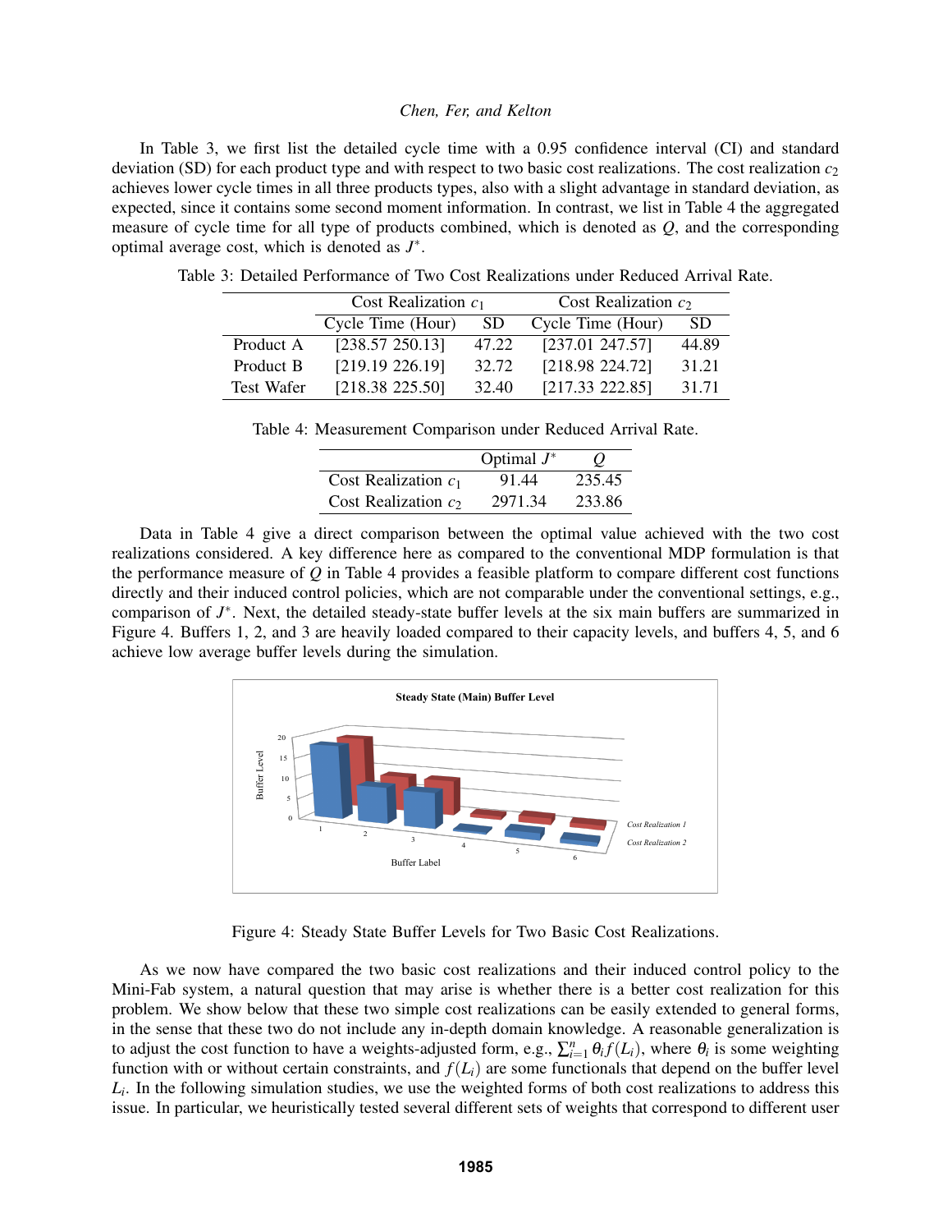In Table 3, we first list the detailed cycle time with a 0.95 confidence interval (CI) and standard deviation (SD) for each product type and with respect to two basic cost realizations. The cost realization $c_2$ achieves lower cycle times in all three products types, also with a slight advantage in standard deviation, as expected, since it contains some second moment information. In contrast, we list in Table 4 the aggregated measure of cycle time for all type of products combined, which is denoted as $Q$, and the corresponding optimal average cost, which is denoted as $J^*$.

Table 3: Detailed Performance of Two Cost Realizations under Reduced Arrival Rate.

| | Cost Realization $c_1$ | | Cost Realization $c_2$ | |
|---|---|---|---|---|
| | Cycle Time (Hour) | SD | Cycle Time (Hour) | SD |
| Product A | [238.57 250.13] | 47.22 | [237.01 247.57] | 44.89 |
| Product B | [219.19 226.19] | 32.72 | [218.98 224.72] | 31.21 |
| Test Wafer | [218.38 225.50] | 32.40 | [217.33 222.85] | 31.71 |

Table 4: Measurement Comparison under Reduced Arrival Rate.

| | Optimal $J^*$ | $Q$ |
|---|---|---|
| Cost Realization $c_1$ | 91.44 | 235.45 |
| Cost Realization $c_2$ | 2971.34 | 233.86 |

Data in Table 4 give a direct comparison between the optimal value achieved with the two cost realizations considered. A key difference here as compared to the conventional MDP formulation is that the performance measure of $Q$ in Table 4 provides a feasible platform to compare different cost functions directly and their induced control policies, which are not comparable under the conventional settings, e.g., comparison of $J^*$. Next, the detailed steady-state buffer levels at the six main buffers are summarized in Figure 4. Buffers 1, 2, and 3 are heavily loaded compared to their capacity levels, and buffers 4, 5, and 6 achieve low average buffer levels during the simulation.

Figure 4: Steady State Buffer Levels for Two Basic Cost Realizations.

As we now have compared the two basic cost realizations and their induced control policy to the Mini-Fab system, a natural question that may arise is whether there is a better cost realization for this problem. We show below that these two simple cost realizations can be easily extended to general forms, in the sense that these two do not include any in-depth domain knowledge. A reasonable generalization is to adjust the cost function to have a weights-adjusted form, e.g., $\sum_{i=1}^{n} \theta_i f(L_i)$, where $\theta_i$ is some weighting function with or without certain constraints, and $f(L_i)$ are some functionals that depend on the buffer level $L_i$. In the following simulation studies, we use the weighted forms of both cost realizations to address this issue. In particular, we heuristically tested several different sets of weights that correspond to different user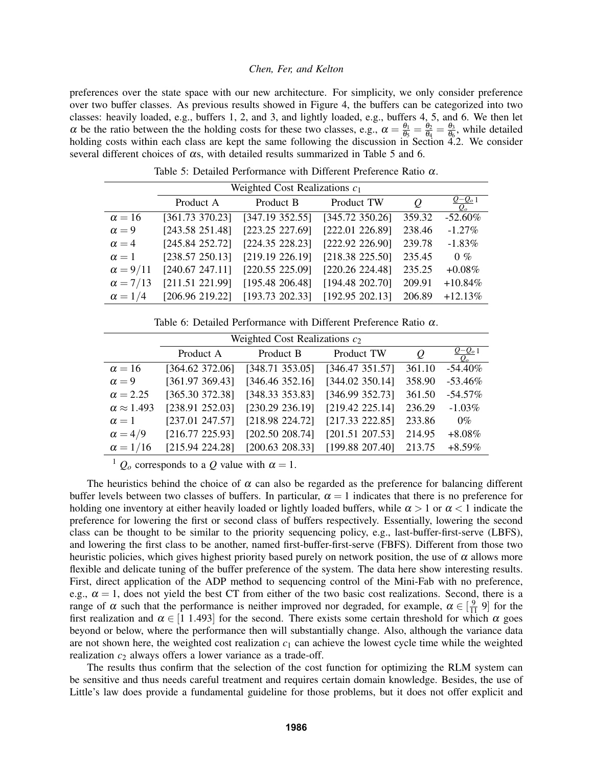preferences over the state space with our new architecture. For simplicity, we only consider preference over two buffer classes. As previous results showed in Figure 4, the buffers can be categorized into two classes: heavily loaded, e.g., buffers 1, 2, and 3, and lightly loaded, e.g., buffers 4, 5, and 6. We then let $\alpha$ be the ratio between the the holding costs for these two classes, e.g., $\alpha = \frac{\theta_1}{\theta_5} = \frac{\theta_2}{\theta_4} = \frac{\theta_3}{\theta_6}$, while detailed holding costs within each class are kept the same following the discussion in Section 4.2. We consider several different choices of $\alpha$s, with detailed results summarized in Table 5 and 6.

Table 5: Detailed Performance with Different Preference Ratio $\alpha$.

| | Weighted Cost Realizations $c_1$ | | | | |
|---|---|---|---|---|---|
| | Product A | Product B | Product TW | $Q$ | $\frac{Q-Q_o}{Q_o}$ [1] |
| $\alpha = 16$ | [361.73 370.23] | [347.19 352.55] | [345.72 350.26] | 359.32 | -52.60% |
| $\alpha = 9$ | [243.58 251.48] | [223.25 227.69] | [222.01 226.89] | 238.46 | -1.27% |
| $\alpha = 4$ | [245.84 252.72] | [224.35 228.23] | [222.92 226.90] | 239.78 | -1.83% |
| $\alpha = 1$ | [238.57 250.13] | [219.19 226.19] | [218.38 225.50] | 235.45 | 0 % |
| $\alpha = 9/11$ | [240.67 247.11] | [220.55 225.09] | [220.26 224.48] | 235.25 | +0.08% |
| $\alpha = 7/13$ | [211.51 221.99] | [195.48 206.48] | [194.48 202.70] | 209.91 | +10.84% |
| $\alpha = 1/4$ | [206.96 219.22] | [193.73 202.33] | [192.95 202.13] | 206.89 | +12.13% |

Table 6: Detailed Performance with Different Preference Ratio $\alpha$.

| | Weighted Cost Realizations $c_2$ | | | | |
|---|---|---|---|---|---|
| | Product A | Product B | Product TW | $Q$ | $\frac{Q-Q_o}{Q_o}$ [1] |
| $\alpha = 16$ | [364.62 372.06] | [348.71 353.05] | [346.47 351.57] | 361.10 | -54.40% |
| $\alpha = 9$ | [361.97 369.43] | [346.46 352.16] | [344.02 350.14] | 358.90 | -53.46% |
| $\alpha = 2.25$ | [365.30 372.38] | [348.33 353.83] | [346.99 352.73] | 361.50 | -54.57% |
| $\alpha \approx 1.493$ | [238.91 252.03] | [230.29 236.19] | [219.42 225.14] | 236.29 | -1.03% |
| $\alpha = 1$ | [237.01 247.57] | [218.98 224.72] | [217.33 222.85] | 233.86 | 0% |
| $\alpha = 4/9$ | [216.77 225.93] | [202.50 208.74] | [201.51 207.53] | 214.95 | +8.08% |
| $\alpha = 1/16$ | [215.94 224.28] | [200.63 208.33] | [199.88 207.40] | 213.75 | +8.59% |

[1] $Q_o$ corresponds to a $Q$ value with $\alpha = 1$.

The heuristics behind the choice of $\alpha$ can also be regarded as the preference for balancing different buffer levels between two classes of buffers. In particular, $\alpha = 1$ indicates that there is no preference for holding one inventory at either heavily loaded or lightly loaded buffers, while $\alpha > 1$ or $\alpha < 1$ indicate the preference for lowering the first or second class of buffers respectively. Essentially, lowering the second class can be thought to be similar to the priority sequencing policy, e.g., last-buffer-first-serve (LBFS), and lowering the first class to be another, named first-buffer-first-serve (FBFS). Different from those two heuristic policies, which gives highest priority based purely on network position, the use of $\alpha$ allows more flexible and delicate tuning of the buffer preference of the system. The data here show interesting results. First, direct application of the ADP method to sequencing control of the Mini-Fab with no preference, e.g., $\alpha = 1$, does not yield the best CT from either of the two basic cost realizations. Second, there is a range of $\alpha$ such that the performance is neither improved nor degraded, for example, $\alpha \in [\frac{9}{11}\ 9]$ for the first realization and $\alpha \in [1\ 1.493]$ for the second. There exists some certain threshold for which $\alpha$ goes beyond or below, where the performance then will substantially change. Also, although the variance data are not shown here, the weighted cost realization $c_1$ can achieve the lowest cycle time while the weighted realization $c_2$ always offers a lower variance as a trade-off.

The results thus confirm that the selection of the cost function for optimizing the RLM system can be sensitive and thus needs careful treatment and requires certain domain knowledge. Besides, the use of Little's law does provide a fundamental guideline for those problems, but it does not offer explicit and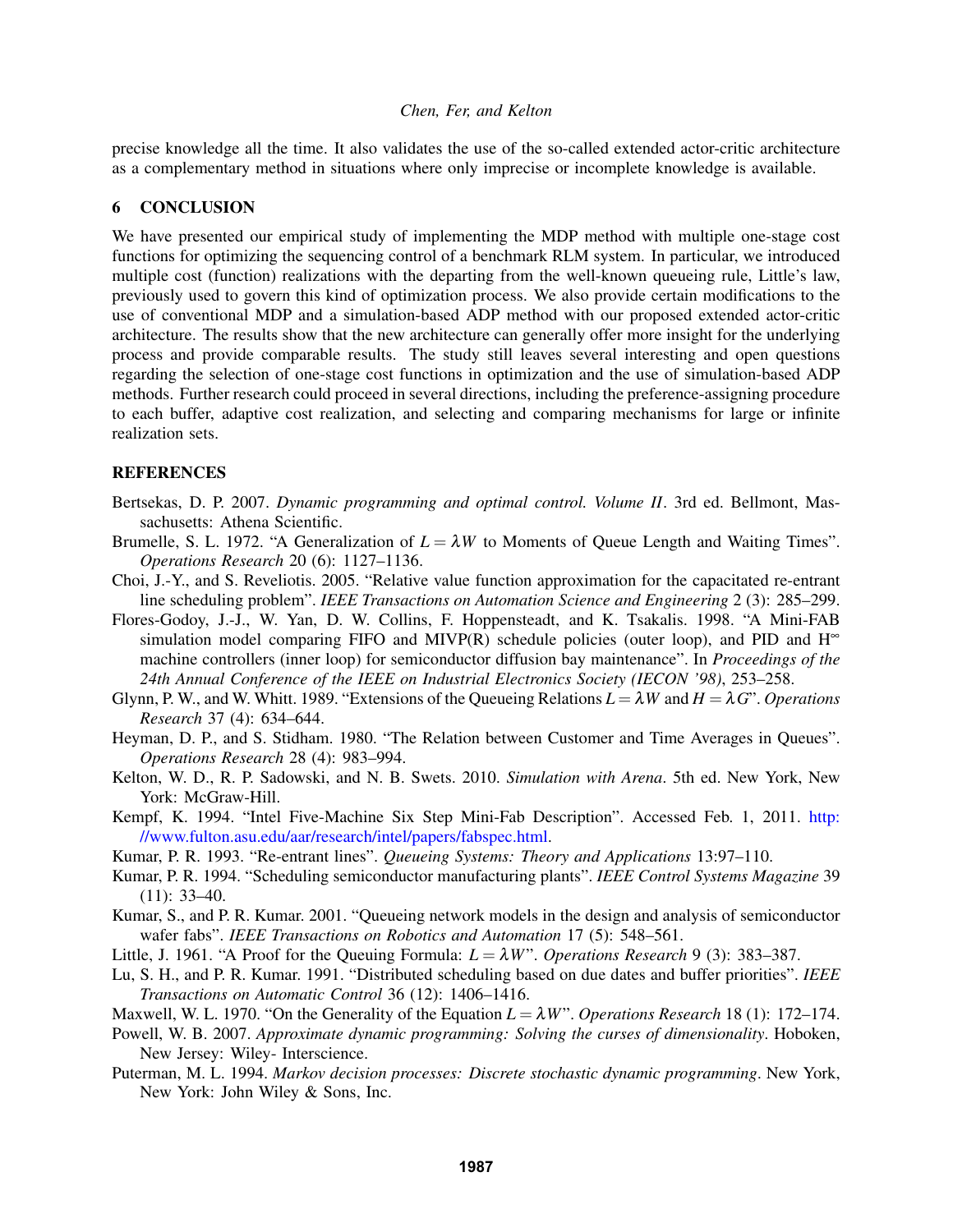precise knowledge all the time. It also validates the use of the so-called extended actor-critic architecture as a complementary method in situations where only imprecise or incomplete knowledge is available.

## 6 CONCLUSION

We have presented our empirical study of implementing the MDP method with multiple one-stage cost functions for optimizing the sequencing control of a benchmark RLM system. In particular, we introduced multiple cost (function) realizations with the departing from the well-known queueing rule, Little's law, previously used to govern this kind of optimization process. We also provide certain modifications to the use of conventional MDP and a simulation-based ADP method with our proposed extended actor-critic architecture. The results show that the new architecture can generally offer more insight for the underlying process and provide comparable results. The study still leaves several interesting and open questions regarding the selection of one-stage cost functions in optimization and the use of simulation-based ADP methods. Further research could proceed in several directions, including the preference-assigning procedure to each buffer, adaptive cost realization, and selecting and comparing mechanisms for large or infinite realization sets.

## REFERENCES

Bertsekas, D. P. 2007. *Dynamic programming and optimal control. Volume II*. 3rd ed. Bellmont, Massachusetts: Athena Scientific.

Brumelle, S. L. 1972. "A Generalization of $L = \lambda W$ to Moments of Queue Length and Waiting Times". *Operations Research* 20 (6): 1127–1136.

Choi, J.-Y., and S. Reveliotis. 2005. "Relative value function approximation for the capacitated re-entrant line scheduling problem". *IEEE Transactions on Automation Science and Engineering* 2 (3): 285–299.

Flores-Godoy, J.-J., W. Yan, D. W. Collins, F. Hoppensteadt, and K. Tsakalis. 1998. "A Mini-FAB simulation model comparing FIFO and MIVP(R) schedule policies (outer loop), and PID and $H^\infty$ machine controllers (inner loop) for semiconductor diffusion bay maintenance". In *Proceedings of the 24th Annual Conference of the IEEE on Industrial Electronics Society (IECON '98)*, 253–258.

Glynn, P. W., and W. Whitt. 1989. "Extensions of the Queueing Relations $L = \lambda W$ and $H = \lambda G$". *Operations Research* 37 (4): 634–644.

Heyman, D. P., and S. Stidham. 1980. "The Relation between Customer and Time Averages in Queues". *Operations Research* 28 (4): 983–994.

Kelton, W. D., R. P. Sadowski, and N. B. Swets. 2010. *Simulation with Arena*. 5th ed. New York, New York: McGraw-Hill.

Kempf, K. 1994. "Intel Five-Machine Six Step Mini-Fab Description". Accessed Feb. 1, 2011. http://www.fulton.asu.edu/aar/research/intel/papers/fabspec.html.

Kumar, P. R. 1993. "Re-entrant lines". *Queueing Systems: Theory and Applications* 13:97–110.

Kumar, P. R. 1994. "Scheduling semiconductor manufacturing plants". *IEEE Control Systems Magazine* 39 (11): 33–40.

Kumar, S., and P. R. Kumar. 2001. "Queueing network models in the design and analysis of semiconductor wafer fabs". *IEEE Transactions on Robotics and Automation* 17 (5): 548–561.

Little, J. 1961. "A Proof for the Queuing Formula: $L = \lambda W$". *Operations Research* 9 (3): 383–387.

Lu, S. H., and P. R. Kumar. 1991. "Distributed scheduling based on due dates and buffer priorities". *IEEE Transactions on Automatic Control* 36 (12): 1406–1416.

Maxwell, W. L. 1970. "On the Generality of the Equation $L = \lambda W$". *Operations Research* 18 (1): 172–174.

Powell, W. B. 2007. *Approximate dynamic programming: Solving the curses of dimensionality*. Hoboken, New Jersey: Wiley- Interscience.

Puterman, M. L. 1994. *Markov decision processes: Discrete stochastic dynamic programming*. New York, New York: John Wiley & Sons, Inc.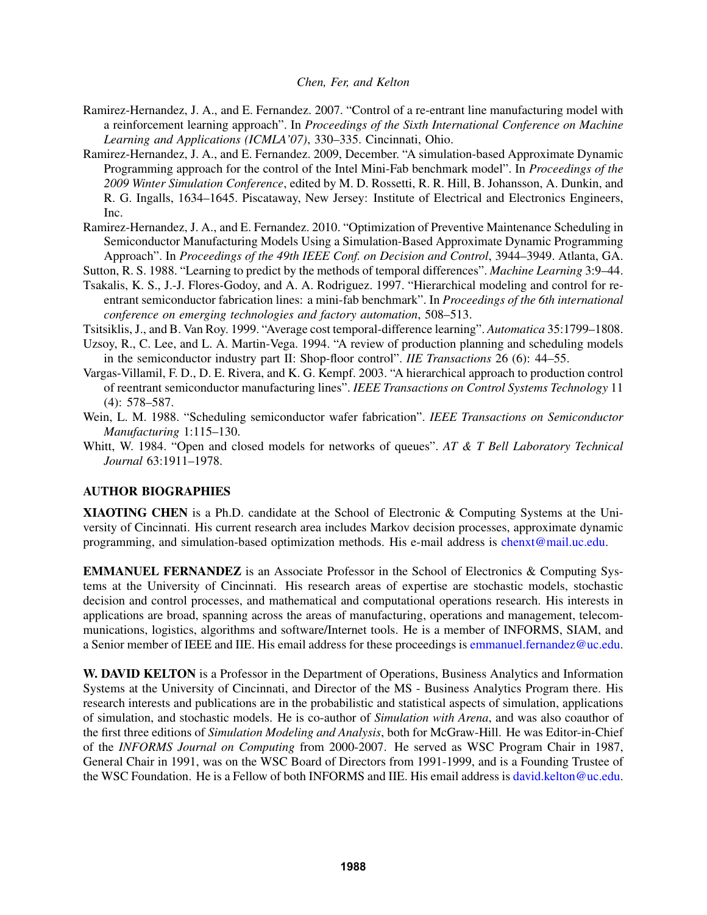Ramirez-Hernandez, J. A., and E. Fernandez. 2007. "Control of a re-entrant line manufacturing model with a reinforcement learning approach". In *Proceedings of the Sixth International Conference on Machine Learning and Applications (ICMLA'07)*, 330–335. Cincinnati, Ohio.

Ramirez-Hernandez, J. A., and E. Fernandez. 2009, December. "A simulation-based Approximate Dynamic Programming approach for the control of the Intel Mini-Fab benchmark model". In *Proceedings of the 2009 Winter Simulation Conference*, edited by M. D. Rossetti, R. R. Hill, B. Johansson, A. Dunkin, and R. G. Ingalls, 1634–1645. Piscataway, New Jersey: Institute of Electrical and Electronics Engineers, Inc.

Ramirez-Hernandez, J. A., and E. Fernandez. 2010. "Optimization of Preventive Maintenance Scheduling in Semiconductor Manufacturing Models Using a Simulation-Based Approximate Dynamic Programming Approach". In *Proceedings of the 49th IEEE Conf. on Decision and Control*, 3944–3949. Atlanta, GA.

Sutton, R. S. 1988. "Learning to predict by the methods of temporal differences". *Machine Learning* 3:9–44.

Tsakalis, K. S., J.-J. Flores-Godoy, and A. A. Rodriguez. 1997. "Hierarchical modeling and control for re-entrant semiconductor fabrication lines: a mini-fab benchmark". In *Proceedings of the 6th international conference on emerging technologies and factory automation*, 508–513.

Tsitsiklis, J., and B. Van Roy. 1999. "Average cost temporal-difference learning". *Automatica* 35:1799–1808.

Uzsoy, R., C. Lee, and L. A. Martin-Vega. 1994. "A review of production planning and scheduling models in the semiconductor industry part II: Shop-floor control". *IIE Transactions* 26 (6): 44–55.

Vargas-Villamil, F. D., D. E. Rivera, and K. G. Kempf. 2003. "A hierarchical approach to production control of reentrant semiconductor manufacturing lines". *IEEE Transactions on Control Systems Technology* 11 (4): 578–587.

Wein, L. M. 1988. "Scheduling semiconductor wafer fabrication". *IEEE Transactions on Semiconductor Manufacturing* 1:115–130.

Whitt, W. 1984. "Open and closed models for networks of queues". *AT & T Bell Laboratory Technical Journal* 63:1911–1978.

## AUTHOR BIOGRAPHIES

**XIAOTING CHEN** is a Ph.D. candidate at the School of Electronic & Computing Systems at the University of Cincinnati. His current research area includes Markov decision processes, approximate dynamic programming, and simulation-based optimization methods. His e-mail address is chenxt@mail.uc.edu.

**EMMANUEL FERNANDEZ** is an Associate Professor in the School of Electronics & Computing Systems at the University of Cincinnati. His research areas of expertise are stochastic models, stochastic decision and control processes, and mathematical and computational operations research. His interests in applications are broad, spanning across the areas of manufacturing, operations and management, telecommunications, logistics, algorithms and software/Internet tools. He is a member of INFORMS, SIAM, and a Senior member of IEEE and IIE. His email address for these proceedings is emmanuel.fernandez@uc.edu.

**W. DAVID KELTON** is a Professor in the Department of Operations, Business Analytics and Information Systems at the University of Cincinnati, and Director of the MS - Business Analytics Program there. His research interests and publications are in the probabilistic and statistical aspects of simulation, applications of simulation, and stochastic models. He is co-author of *Simulation with Arena*, and was also coauthor of the first three editions of *Simulation Modeling and Analysis*, both for McGraw-Hill. He was Editor-in-Chief of the *INFORMS Journal on Computing* from 2000-2007. He served as WSC Program Chair in 1987, General Chair in 1991, was on the WSC Board of Directors from 1991-1999, and is a Founding Trustee of the WSC Foundation. He is a Fellow of both INFORMS and IIE. His email address is david.kelton@uc.edu.